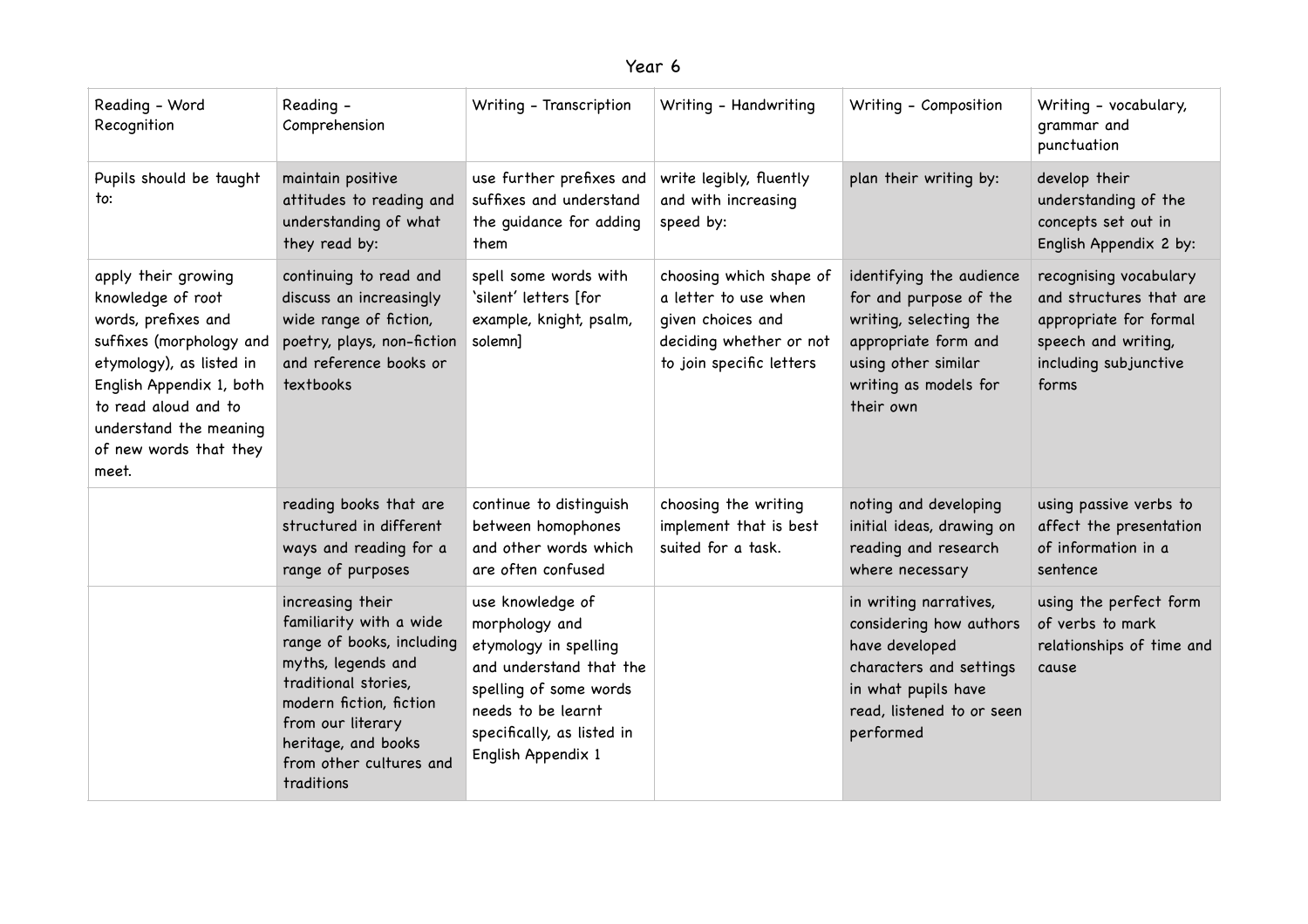# Year 6

| Reading - Word Recognition | Reading - Comprehension | Writing - Transcription | Writing - Handwriting | Writing - Composition | Writing - vocabulary, grammar and punctuation |
|---|---|---|---|---|---|
| Pupils should be taught to: | maintain positive attitudes to reading and understanding of what they read by: | use further prefixes and suffixes and understand the guidance for adding them | write legibly, fluently and with increasing speed by: | plan their writing by: | develop their understanding of the concepts set out in English Appendix 2 by: |
| apply their growing knowledge of root words, prefixes and suffixes (morphology and etymology), as listed in English Appendix 1, both to read aloud and to understand the meaning of new words that they meet. | continuing to read and discuss an increasingly wide range of fiction, poetry, plays, non-fiction and reference books or textbooks | spell some words with 'silent' letters [for example, knight, psalm, solemn] | choosing which shape of a letter to use when given choices and deciding whether or not to join specific letters | identifying the audience for and purpose of the writing, selecting the appropriate form and using other similar writing as models for their own | recognising vocabulary and structures that are appropriate for formal speech and writing, including subjunctive forms |
| | reading books that are structured in different ways and reading for a range of purposes | continue to distinguish between homophones and other words which are often confused | choosing the writing implement that is best suited for a task. | noting and developing initial ideas, drawing on reading and research where necessary | using passive verbs to affect the presentation of information in a sentence |
| | increasing their familiarity with a wide range of books, including myths, legends and traditional stories, modern fiction, fiction from our literary heritage, and books from other cultures and traditions | use knowledge of morphology and etymology in spelling and understand that the spelling of some words needs to be learnt specifically, as listed in English Appendix 1 | | in writing narratives, considering how authors have developed characters and settings in what pupils have read, listened to or seen performed | using the perfect form of verbs to mark relationships of time and cause |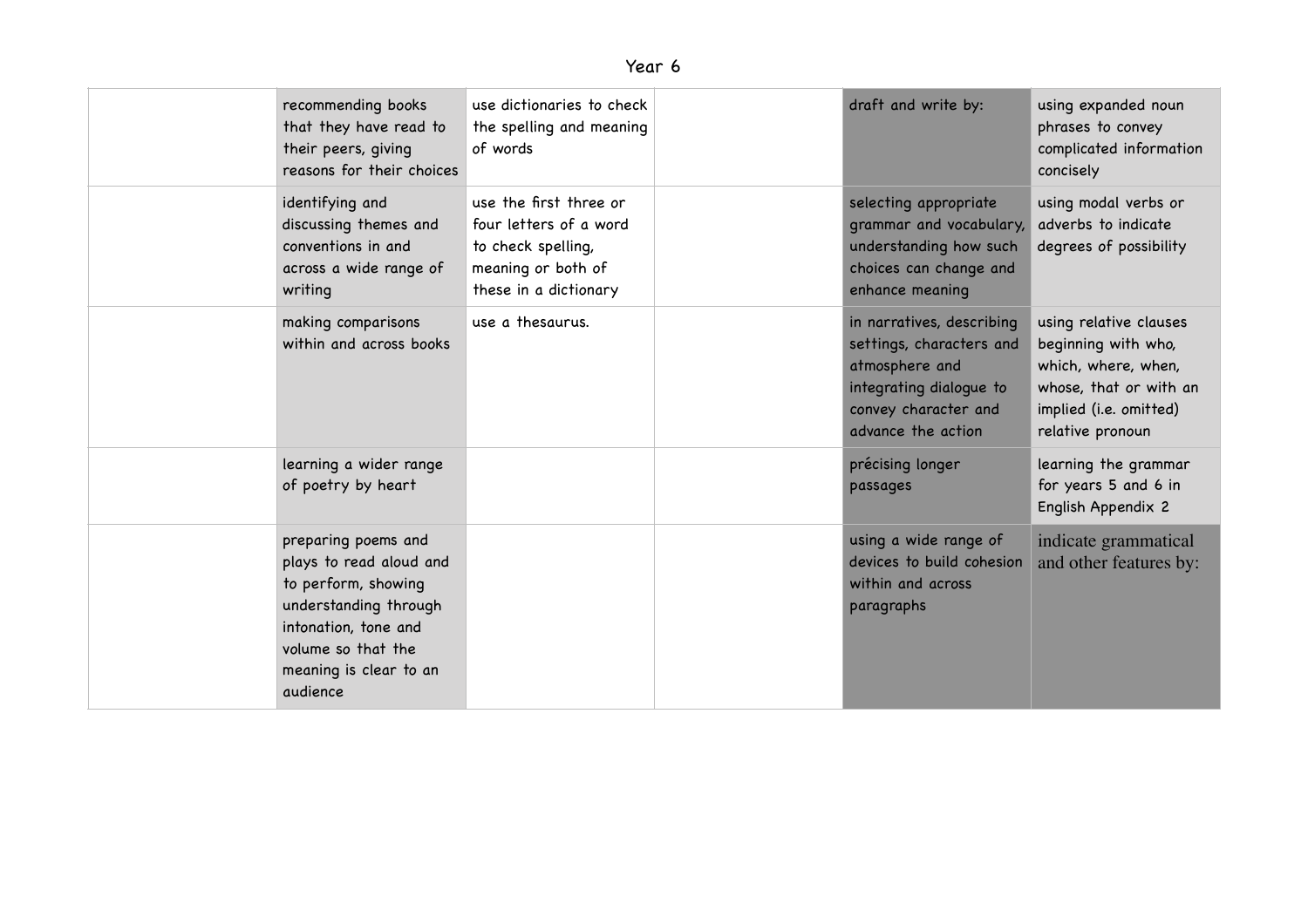Year 6

| | | | | | |
|---|---|---|---|---|---|
| | recommending books that they have read to their peers, giving reasons for their choices | use dictionaries to check the spelling and meaning of words | | draft and write by: | using expanded noun phrases to convey complicated information concisely |
| | identifying and discussing themes and conventions in and across a wide range of writing | use the first three or four letters of a word to check spelling, meaning or both of these in a dictionary | | selecting appropriate grammar and vocabulary, understanding how such choices can change and enhance meaning | using modal verbs or adverbs to indicate degrees of possibility |
| | making comparisons within and across books | use a thesaurus. | | in narratives, describing settings, characters and atmosphere and integrating dialogue to convey character and advance the action | using relative clauses beginning with who, which, where, when, whose, that or with an implied (i.e. omitted) relative pronoun |
| | learning a wider range of poetry by heart | | | précising longer passages | learning the grammar for years 5 and 6 in English Appendix 2 |
| | preparing poems and plays to read aloud and to perform, showing understanding through intonation, tone and volume so that the meaning is clear to an audience | | | using a wide range of devices to build cohesion within and across paragraphs | indicate grammatical and other features by: |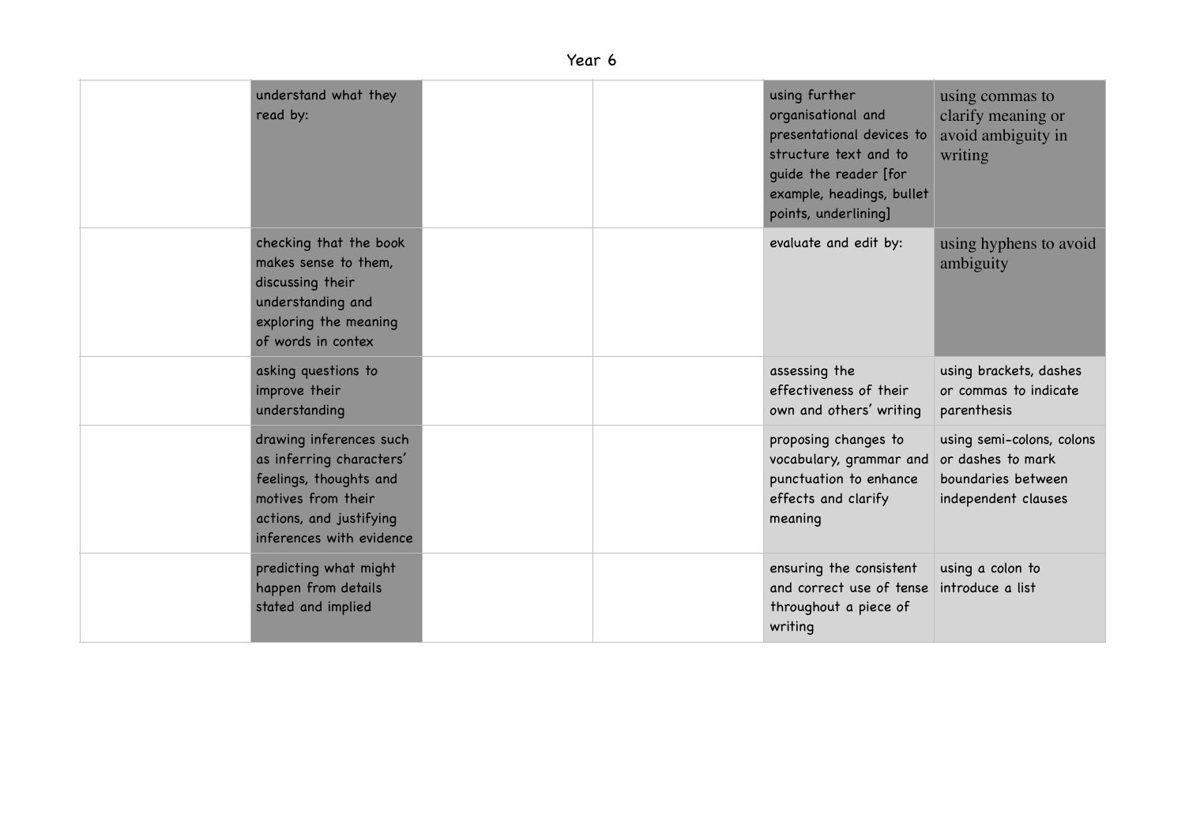Year 6

| | | | | | |
|---|---|---|---|---|---|
| | understand what they read by: | | | using further organisational and presentational devices to structure text and to guide the reader [for example, headings, bullet points, underlining] | using commas to clarify meaning or avoid ambiguity in writing |
| | checking that the book makes sense to them, discussing their understanding and exploring the meaning of words in contex | | | evaluate and edit by: | using hyphens to avoid ambiguity |
| | asking questions to improve their understanding | | | assessing the effectiveness of their own and others' writing | using brackets, dashes or commas to indicate parenthesis |
| | drawing inferences such as inferring characters' feelings, thoughts and motives from their actions, and justifying inferences with evidence | | | proposing changes to vocabulary, grammar and punctuation to enhance effects and clarify meaning | using semi-colons, colons or dashes to mark boundaries between independent clauses |
| | predicting what might happen from details stated and implied | | | ensuring the consistent and correct use of tense throughout a piece of writing | using a colon to introduce a list |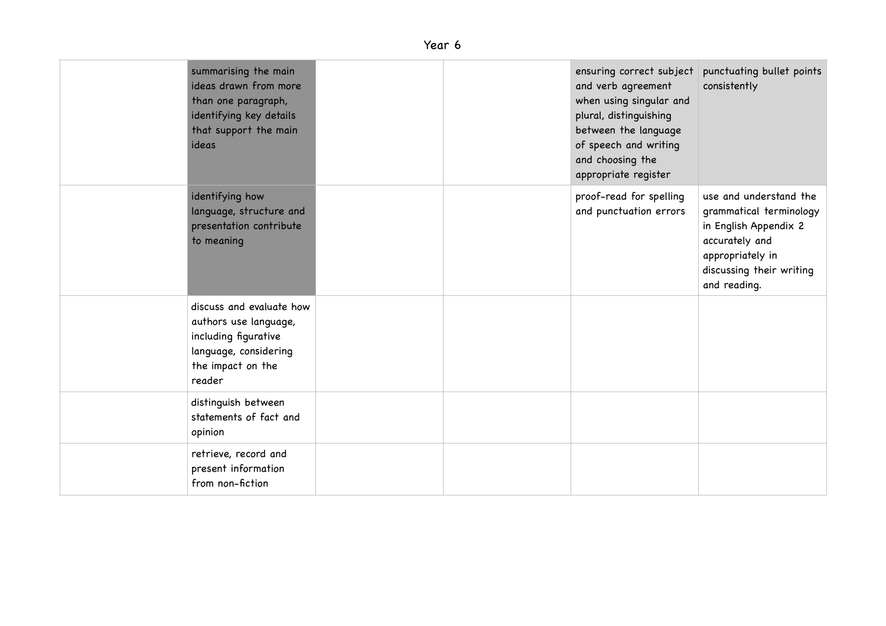Year 6

| | | | | | |
|---|---|---|---|---|---|
| | summarising the main ideas drawn from more than one paragraph, identifying key details that support the main ideas | | | ensuring correct subject and verb agreement when using singular and plural, distinguishing between the language of speech and writing and choosing the appropriate register | punctuating bullet points consistently |
| | identifying how language, structure and presentation contribute to meaning | | | proof-read for spelling and punctuation errors | use and understand the grammatical terminology in English Appendix 2 accurately and appropriately in discussing their writing and reading. |
| | discuss and evaluate how authors use language, including figurative language, considering the impact on the reader | | | | |
| | distinguish between statements of fact and opinion | | | | |
| | retrieve, record and present information from non-fiction | | | | |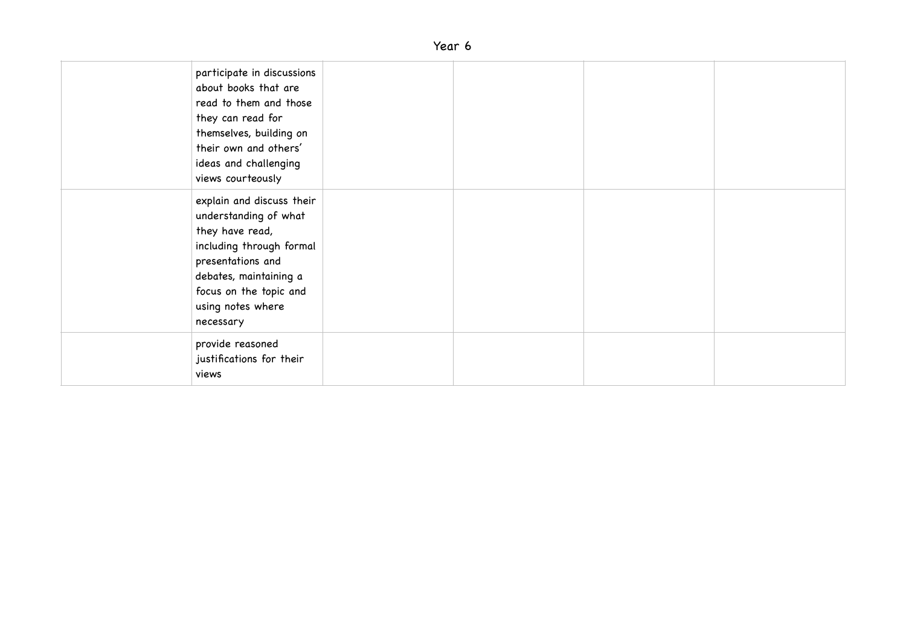Year 6

| | | | | | |
|---|---|---|---|---|---|
| | participate in discussions about books that are read to them and those they can read for themselves, building on their own and others' ideas and challenging views courteously | | | | |
| | explain and discuss their understanding of what they have read, including through formal presentations and debates, maintaining a focus on the topic and using notes where necessary | | | | |
| | provide reasoned justifications for their views | | | | |